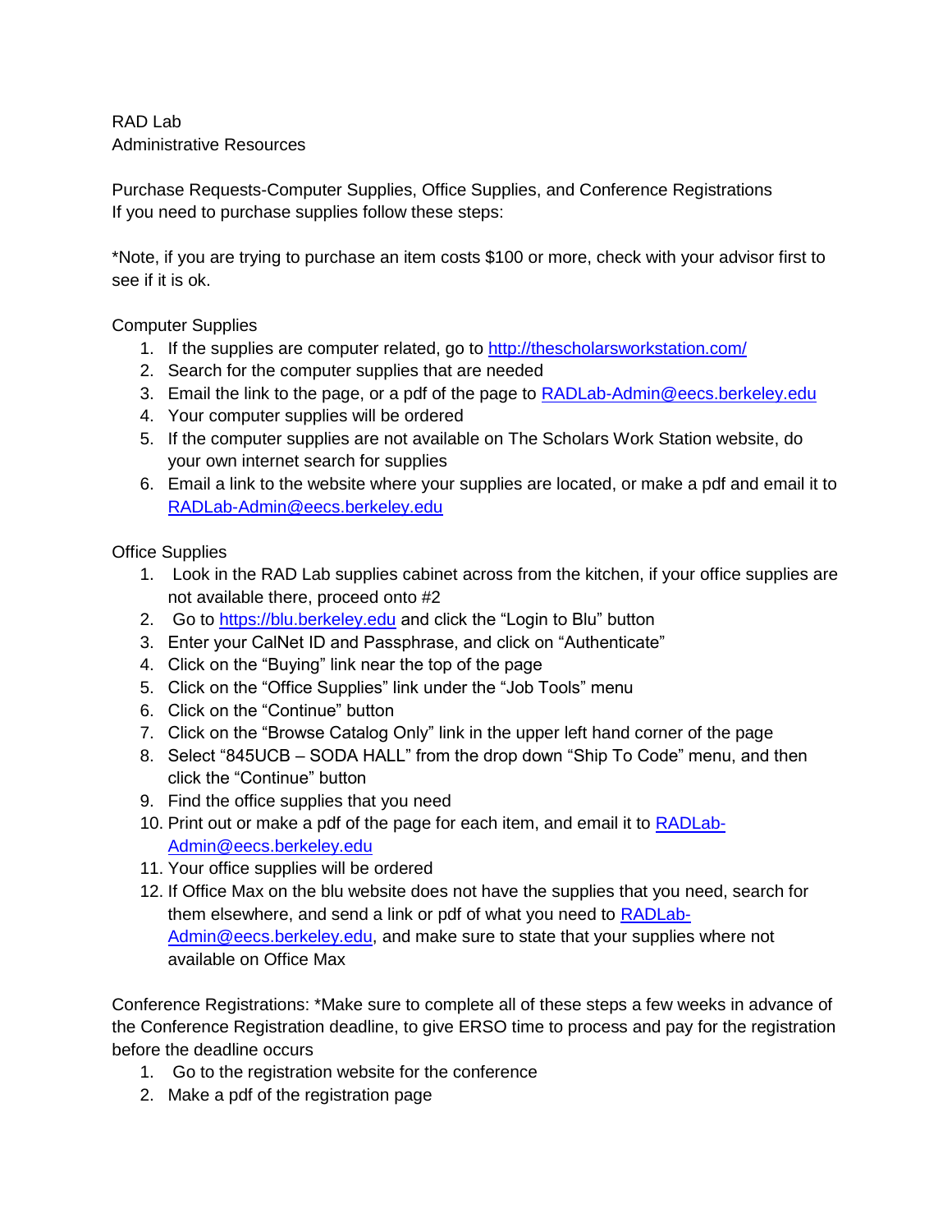RAD Lab
Administrative Resources

Purchase Requests-Computer Supplies, Office Supplies, and Conference Registrations
If you need to purchase supplies follow these steps:

*Note, if you are trying to purchase an item costs $100 or more, check with your advisor first to see if it is ok.

Computer Supplies

1. If the supplies are computer related, go to http://thescholarsworkstation.com/
2. Search for the computer supplies that are needed
3. Email the link to the page, or a pdf of the page to RADLab-Admin@eecs.berkeley.edu
4. Your computer supplies will be ordered
5. If the computer supplies are not available on The Scholars Work Station website, do your own internet search for supplies
6. Email a link to the website where your supplies are located, or make a pdf and email it to RADLab-Admin@eecs.berkeley.edu

Office Supplies

1. Look in the RAD Lab supplies cabinet across from the kitchen, if your office supplies are not available there, proceed onto #2
2. Go to https://blu.berkeley.edu and click the "Login to Blu" button
3. Enter your CalNet ID and Passphrase, and click on "Authenticate"
4. Click on the "Buying" link near the top of the page
5. Click on the "Office Supplies" link under the "Job Tools" menu
6. Click on the "Continue" button
7. Click on the "Browse Catalog Only" link in the upper left hand corner of the page
8. Select "845UCB – SODA HALL" from the drop down "Ship To Code" menu, and then click the "Continue" button
9. Find the office supplies that you need
10. Print out or make a pdf of the page for each item, and email it to RADLab-Admin@eecs.berkeley.edu
11. Your office supplies will be ordered
12. If Office Max on the blu website does not have the supplies that you need, search for them elsewhere, and send a link or pdf of what you need to RADLab-Admin@eecs.berkeley.edu, and make sure to state that your supplies where not available on Office Max

Conference Registrations: *Make sure to complete all of these steps a few weeks in advance of the Conference Registration deadline, to give ERSO time to process and pay for the registration before the deadline occurs

1. Go to the registration website for the conference
2. Make a pdf of the registration page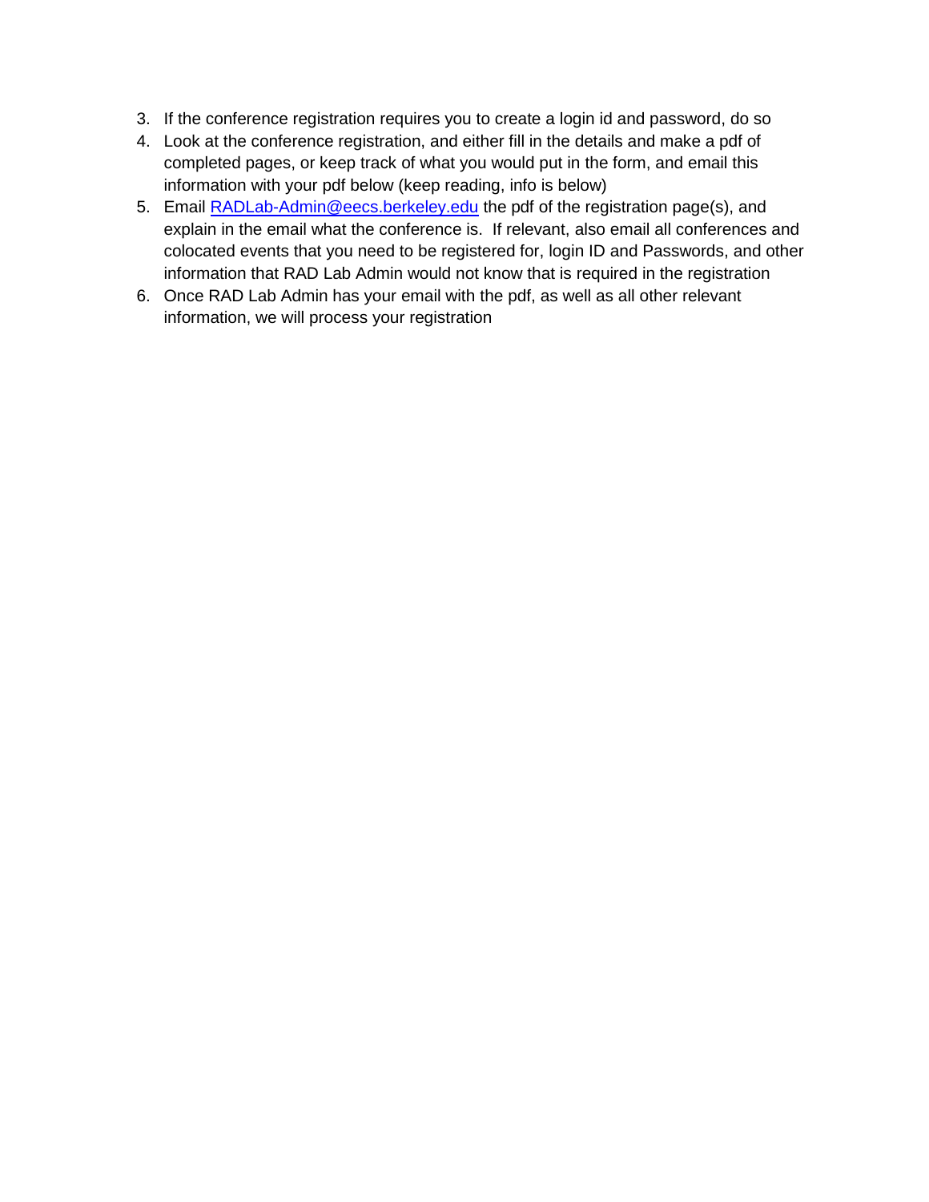3. If the conference registration requires you to create a login id and password, do so
4. Look at the conference registration, and either fill in the details and make a pdf of completed pages, or keep track of what you would put in the form, and email this information with your pdf below (keep reading, info is below)
5. Email [RADLab-Admin@eecs.berkeley.edu](mailto:RADLab-Admin@eecs.berkeley.edu) the pdf of the registration page(s), and explain in the email what the conference is. If relevant, also email all conferences and colocated events that you need to be registered for, login ID and Passwords, and other information that RAD Lab Admin would not know that is required in the registration
6. Once RAD Lab Admin has your email with the pdf, as well as all other relevant information, we will process your registration